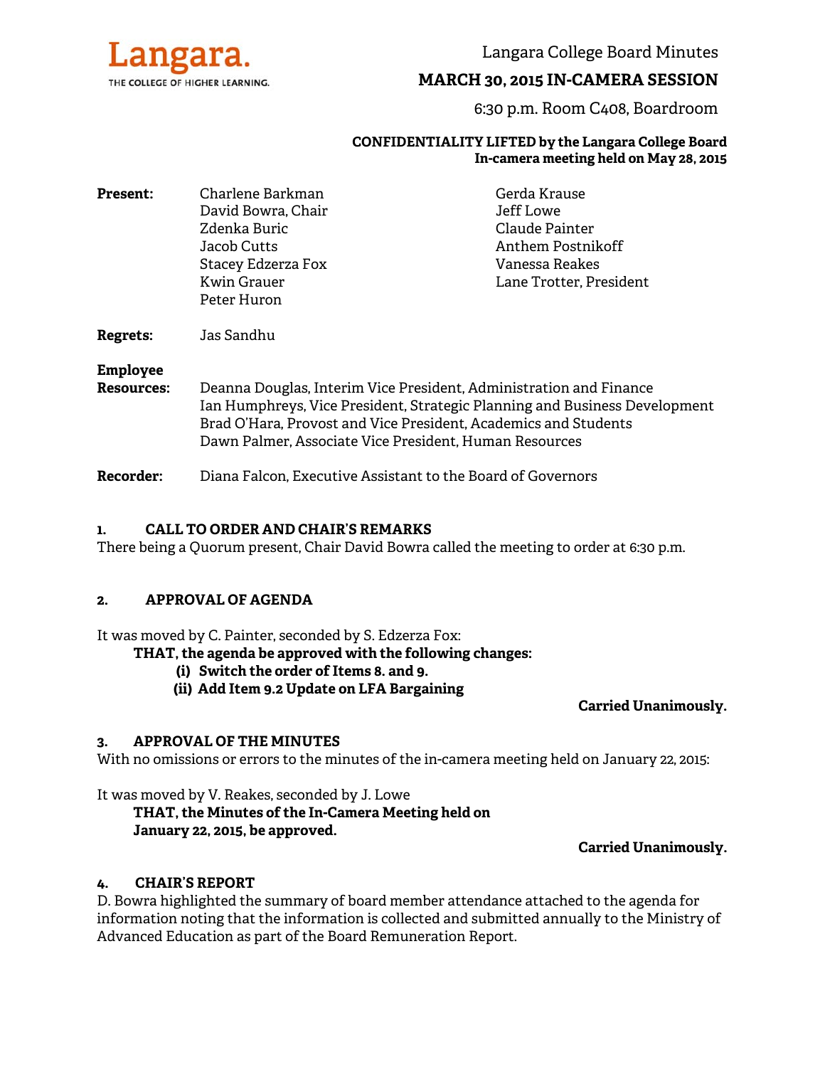Langara. THE COLLEGE OF HIGHER LEARNING.

Langara College Board Minutes

# MARCH 30, 2015 IN-CAMERA SESSION

6:30 p.m. Room C408, Boardroom

**CONFIDENTIALITY LIFTED by the Langara College Board In-camera meeting held on May 28, 2015**

**Present:**
Charlene Barkman
David Bowra, Chair
Zdenka Buric
Jacob Cutts
Stacey Edzerza Fox
Kwin Grauer
Peter Huron
Gerda Krause
Jeff Lowe
Claude Painter
Anthem Postnikoff
Vanessa Reakes
Lane Trotter, President

**Regrets:** Jas Sandhu

**Employee Resources:**
Deanna Douglas, Interim Vice President, Administration and Finance
Ian Humphreys, Vice President, Strategic Planning and Business Development
Brad O'Hara, Provost and Vice President, Academics and Students
Dawn Palmer, Associate Vice President, Human Resources

**Recorder:** Diana Falcon, Executive Assistant to the Board of Governors

## 1. CALL TO ORDER AND CHAIR'S REMARKS

There being a Quorum present, Chair David Bowra called the meeting to order at 6:30 p.m.

## 2. APPROVAL OF AGENDA

It was moved by C. Painter, seconded by S. Edzerza Fox:

**THAT, the agenda be approved with the following changes:**
- **(i) Switch the order of Items 8. and 9.**
- **(ii) Add Item 9.2 Update on LFA Bargaining**

**Carried Unanimously.**

## 3. APPROVAL OF THE MINUTES

With no omissions or errors to the minutes of the in-camera meeting held on January 22, 2015:

It was moved by V. Reakes, seconded by J. Lowe

**THAT, the Minutes of the In-Camera Meeting held on January 22, 2015, be approved.**

**Carried Unanimously.**

## 4. CHAIR'S REPORT

D. Bowra highlighted the summary of board member attendance attached to the agenda for information noting that the information is collected and submitted annually to the Ministry of Advanced Education as part of the Board Remuneration Report.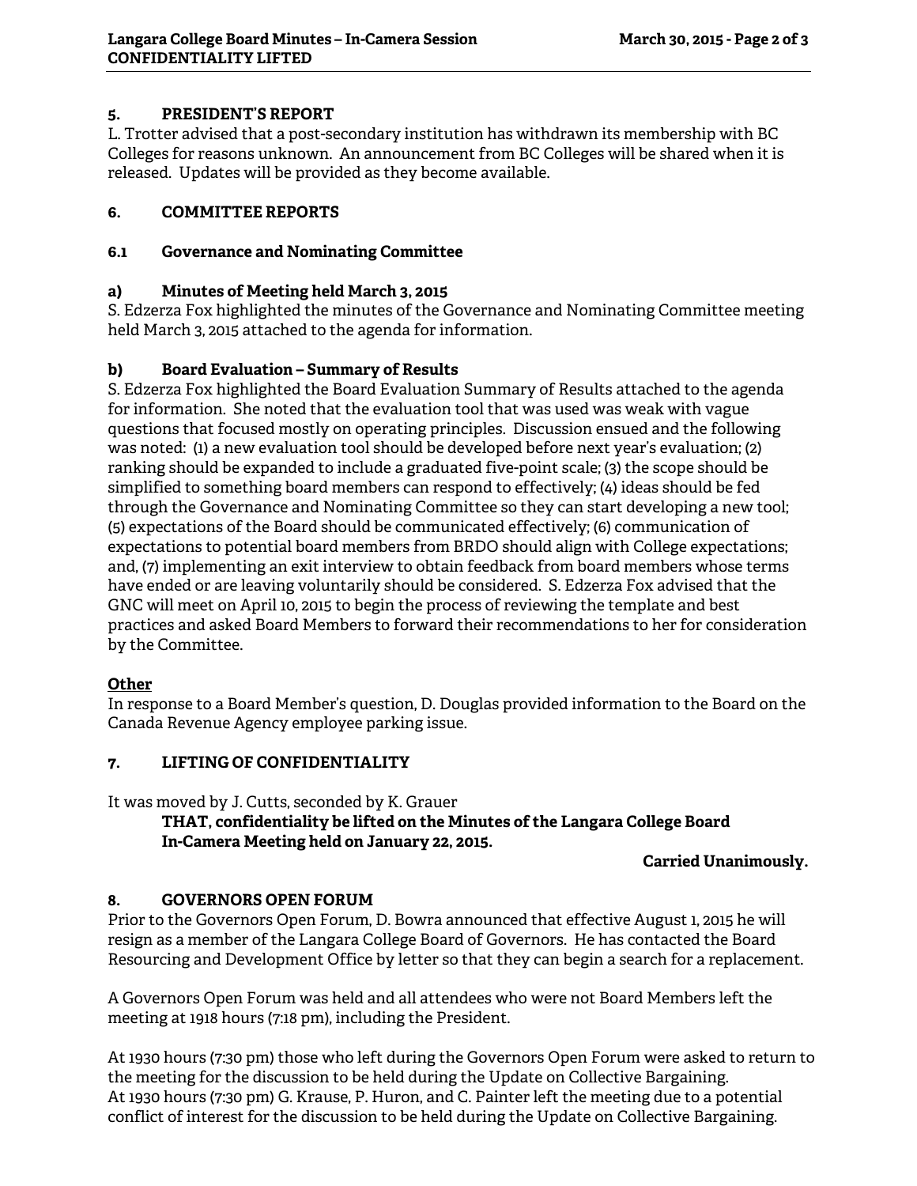## 5. PRESIDENT'S REPORT

L. Trotter advised that a post-secondary institution has withdrawn its membership with BC Colleges for reasons unknown. An announcement from BC Colleges will be shared when it is released. Updates will be provided as they become available.

## 6. COMMITTEE REPORTS

### 6.1 Governance and Nominating Committee

#### a) Minutes of Meeting held March 3, 2015

S. Edzerza Fox highlighted the minutes of the Governance and Nominating Committee meeting held March 3, 2015 attached to the agenda for information.

#### b) Board Evaluation – Summary of Results

S. Edzerza Fox highlighted the Board Evaluation Summary of Results attached to the agenda for information. She noted that the evaluation tool that was used was weak with vague questions that focused mostly on operating principles. Discussion ensued and the following was noted: (1) a new evaluation tool should be developed before next year's evaluation; (2) ranking should be expanded to include a graduated five-point scale; (3) the scope should be simplified to something board members can respond to effectively; (4) ideas should be fed through the Governance and Nominating Committee so they can start developing a new tool; (5) expectations of the Board should be communicated effectively; (6) communication of expectations to potential board members from BRDO should align with College expectations; and, (7) implementing an exit interview to obtain feedback from board members whose terms have ended or are leaving voluntarily should be considered. S. Edzerza Fox advised that the GNC will meet on April 10, 2015 to begin the process of reviewing the template and best practices and asked Board Members to forward their recommendations to her for consideration by the Committee.

**Other**

In response to a Board Member's question, D. Douglas provided information to the Board on the Canada Revenue Agency employee parking issue.

## 7. LIFTING OF CONFIDENTIALITY

It was moved by J. Cutts, seconded by K. Grauer

> **THAT, confidentiality be lifted on the Minutes of the Langara College Board In-Camera Meeting held on January 22, 2015.**

**Carried Unanimously.**

## 8. GOVERNORS OPEN FORUM

Prior to the Governors Open Forum, D. Bowra announced that effective August 1, 2015 he will resign as a member of the Langara College Board of Governors. He has contacted the Board Resourcing and Development Office by letter so that they can begin a search for a replacement.

A Governors Open Forum was held and all attendees who were not Board Members left the meeting at 1918 hours (7:18 pm), including the President.

At 1930 hours (7:30 pm) those who left during the Governors Open Forum were asked to return to the meeting for the discussion to be held during the Update on Collective Bargaining.
At 1930 hours (7:30 pm) G. Krause, P. Huron, and C. Painter left the meeting due to a potential conflict of interest for the discussion to be held during the Update on Collective Bargaining.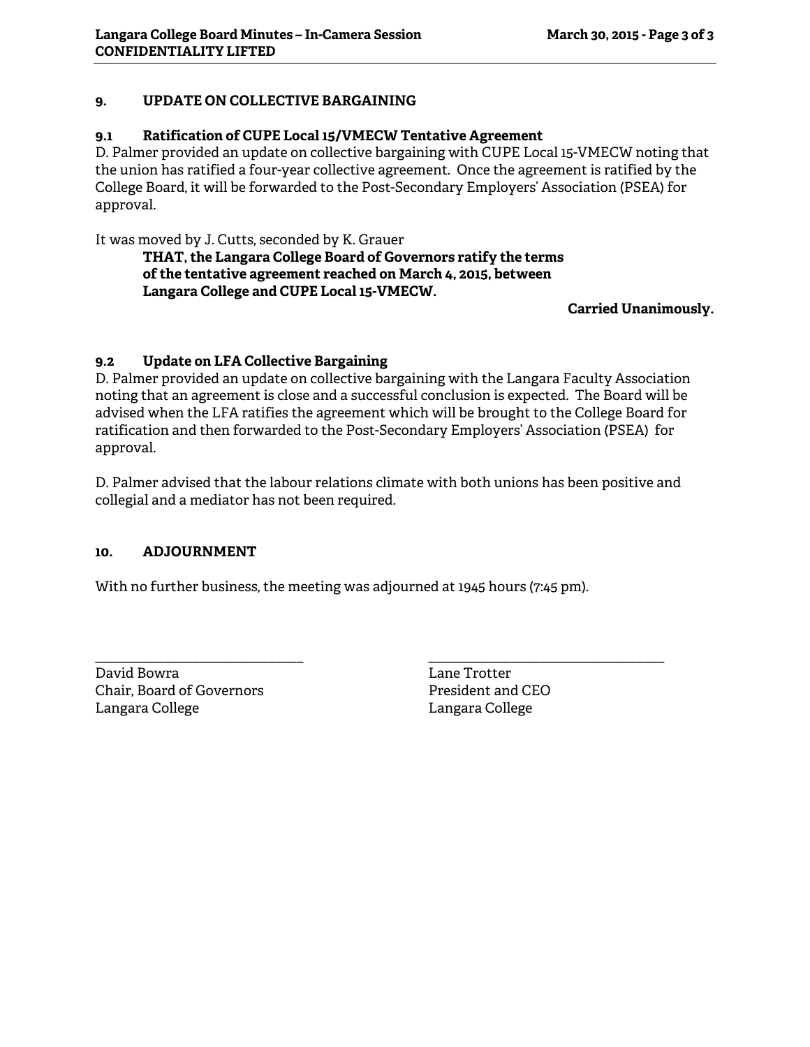## 9. UPDATE ON COLLECTIVE BARGAINING

### 9.1 Ratification of CUPE Local 15/VMECW Tentative Agreement

D. Palmer provided an update on collective bargaining with CUPE Local 15-VMECW noting that the union has ratified a four-year collective agreement. Once the agreement is ratified by the College Board, it will be forwarded to the Post-Secondary Employers' Association (PSEA) for approval.

It was moved by J. Cutts, seconded by K. Grauer

> **THAT, the Langara College Board of Governors ratify the terms of the tentative agreement reached on March 4, 2015, between Langara College and CUPE Local 15-VMECW.**

**Carried Unanimously.**

### 9.2 Update on LFA Collective Bargaining

D. Palmer provided an update on collective bargaining with the Langara Faculty Association noting that an agreement is close and a successful conclusion is expected. The Board will be advised when the LFA ratifies the agreement which will be brought to the College Board for ratification and then forwarded to the Post-Secondary Employers' Association (PSEA) for approval.

D. Palmer advised that the labour relations climate with both unions has been positive and collegial and a mediator has not been required.

## 10. ADJOURNMENT

With no further business, the meeting was adjourned at 1945 hours (7:45 pm).

\_\_\_\_\_\_\_\_\_\_\_\_\_\_\_\_\_\_\_\_\_\_\_\_\_\_\_\_\_\_
David Bowra
Chair, Board of Governors
Langara College

\_\_\_\_\_\_\_\_\_\_\_\_\_\_\_\_\_\_\_\_\_\_\_\_\_\_\_\_\_\_
Lane Trotter
President and CEO
Langara College